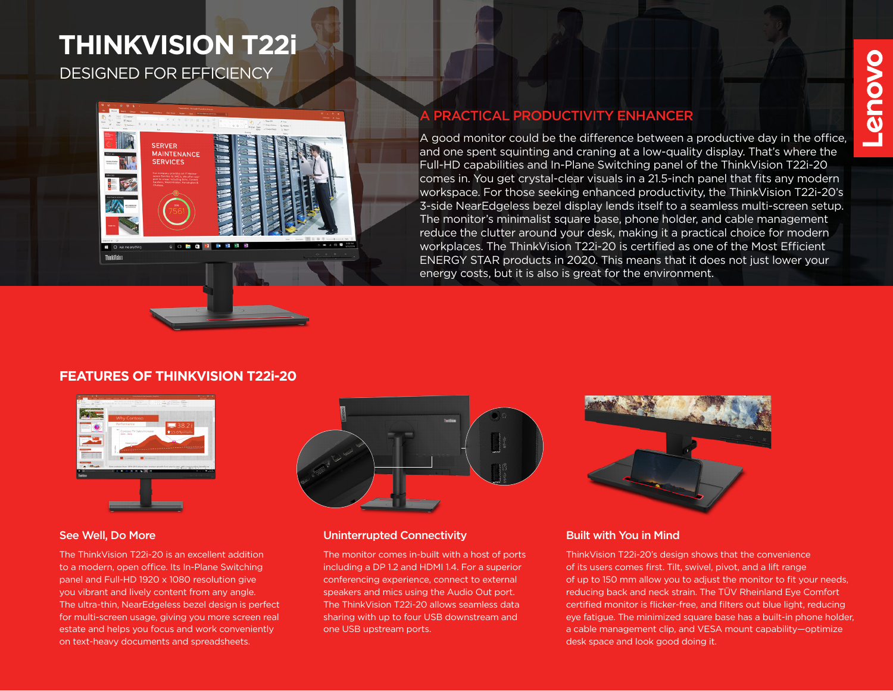# THINKVISION T22i

DESIGNED FOR EFFICIENCY

## A PRACTICAL PRODUCTIVITY ENHANCER

A good monitor could be the difference between a productive day in the office, and one spent squinting and craning at a low-quality display. That's where the Full-HD capabilities and In-Plane Switching panel of the ThinkVision T22i-20 comes in. You get crystal-clear visuals in a 21.5-inch panel that fits any modern workspace. For those seeking enhanced productivity, the ThinkVision T22i-20's 3-side NearEdgeless bezel display lends itself to a seamless multi-screen setup. The monitor's minimalist square base, phone holder, and cable management reduce the clutter around your desk, making it a practical choice for modern workplaces. The ThinkVision T22i-20 is certified as one of the Most Efficient ENERGY STAR products in 2020. This means that it does not just lower your energy costs, but it is also is great for the environment.

## FEATURES OF THINKVISION T22i-20

### See Well, Do More

The ThinkVision T22i-20 is an excellent addition to a modern, open office. Its In-Plane Switching panel and Full-HD 1920 x 1080 resolution give you vibrant and lively content from any angle. The ultra-thin, NearEdgeless bezel design is perfect for multi-screen usage, giving you more screen real estate and helps you focus and work conveniently on text-heavy documents and spreadsheets.

### Uninterrupted Connectivity

The monitor comes in-built with a host of ports including a DP 1.2 and HDMI 1.4. For a superior conferencing experience, connect to external speakers and mics using the Audio Out port. The ThinkVision T22i-20 allows seamless data sharing with up to four USB downstream and one USB upstream ports.

### Built with You in Mind

ThinkVision T22i-20's design shows that the convenience of its users comes first. Tilt, swivel, pivot, and a lift range of up to 150 mm allow you to adjust the monitor to fit your needs, reducing back and neck strain. The TÜV Rheinland Eye Comfort certified monitor is flicker-free, and filters out blue light, reducing eye fatigue. The minimized square base has a built-in phone holder, a cable management clip, and VESA mount capability—optimize desk space and look good doing it.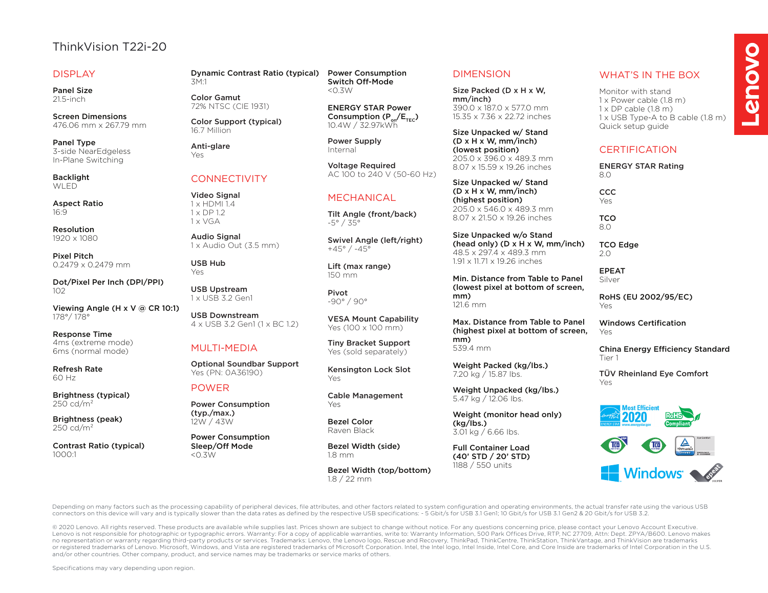# ThinkVision T22i-20

## DISPLAY

**Panel Size**
21.5-inch

**Screen Dimensions**
476.06 mm x 267.79 mm

**Panel Type**
3-side NearEdgeless
In-Plane Switching

**Backlight**
WLED

**Aspect Ratio**
16:9

**Resolution**
1920 x 1080

**Pixel Pitch**
0.2479 x 0.2479 mm

**Dot/Pixel Per Inch (DPI/PPI)**
102

**Viewing Angle (H x V @ CR 10:1)**
178°/ 178°

**Response Time**
4ms (extreme mode)
6ms (normal mode)

**Refresh Rate**
60 Hz

**Brightness (typical)**
250 cd/$m^2$

**Brightness (peak)**
250 cd/$m^2$

**Contrast Ratio (typical)**
1000:1

**Dynamic Contrast Ratio (typical)**
3M:1

**Color Gamut**
72% NTSC (CIE 1931)

**Color Support (typical)**
16.7 Million

**Anti-glare**
Yes

## CONNECTIVITY

**Video Signal**
1 x HDMI 1.4
1 x DP 1.2
1 x VGA

**Audio Signal**
1 x Audio Out (3.5 mm)

**USB Hub**
Yes

**USB Upstream**
1 x USB 3.2 Gen1

**USB Downstream**
4 x USB 3.2 Gen1 (1 x BC 1.2)

## MULTI-MEDIA

**Optional Soundbar Support**
Yes (PN: 0A36190)

## POWER

**Power Consumption (typ./max.)**
12W / 43W

**Power Consumption Sleep/Off Mode**
<0.3W

**Power Consumption Switch Off-Mode**
<0.3W

**ENERGY STAR Power Consumption ($P_{on}$/$E_{TEC}$)**
10.4W / 32.97kWh

**Power Supply**
Internal

**Voltage Required**
AC 100 to 240 V (50-60 Hz)

## MECHANICAL

**Tilt Angle (front/back)**
-5° / 35°

**Swivel Angle (left/right)**
+45° / -45°

**Lift (max range)**
150 mm

**Pivot**
-90° / 90°

**VESA Mount Capability**
Yes (100 x 100 mm)

**Tiny Bracket Support**
Yes (sold separately)

**Kensington Lock Slot**
Yes

**Cable Management**
Yes

**Bezel Color**
Raven Black

**Bezel Width (side)**
1.8 mm

**Bezel Width (top/bottom)**
1.8 / 22 mm

## DIMENSION

**Size Packed (D x H x W, mm/inch)**
390.0 x 187.0 x 577.0 mm
15.35 x 7.36 x 22.72 inches

**Size Unpacked w/ Stand (D x H x W, mm/inch) (lowest position)**
205.0 x 396.0 x 489.3 mm
8.07 x 15.59 x 19.26 inches

**Size Unpacked w/ Stand (D x H x W, mm/inch) (highest position)**
205.0 x 546.0 x 489.3 mm
8.07 x 21.50 x 19.26 inches

**Size Unpacked w/o Stand (head only) (D x H x W, mm/inch)**
48.5 x 297.4 x 489.3 mm
1.91 x 11.71 x 19.26 inches

**Min. Distance from Table to Panel (lowest pixel at bottom of screen, mm)**
121.6 mm

**Max. Distance from Table to Panel (highest pixel at bottom of screen, mm)**
539.4 mm

**Weight Packed (kg/lbs.)**
7.20 kg / 15.87 lbs.

**Weight Unpacked (kg/lbs.)**
5.47 kg / 12.06 lbs.

**Weight (monitor head only) (kg/lbs.)**
3.01 kg / 6.66 lbs.

**Full Container Load (40' STD / 20' STD)**
1188 / 550 units

## WHAT'S IN THE BOX

Monitor with stand
1 x Power cable (1.8 m)
1 x DP cable (1.8 m)
1 x USB Type-A to B cable (1.8 m)
Quick setup guide

## CERTIFICATION

**ENERGY STAR Rating**
8.0

**CCC**
Yes

**TCO**
8.0

**TCO Edge**
2.0

**EPEAT**
Silver

**RoHS (EU 2002/95/EC)**
Yes

**Windows Certification**
Yes

**China Energy Efficiency Standard**
Tier 1

**TÜV Rheinland Eye Comfort**
Yes

Depending on many factors such as the processing capability of peripheral devices, file attributes, and other factors related to system configuration and operating environments, the actual transfer rate using the various USB connectors on this device will vary and is typically slower than the data rates as defined by the respective USB specifications: - 5 Gbit/s for USB 3.1 Gen1; 10 Gbit/s for USB 3.1 Gen2 & 20 Gbit/s for USB 3.2.

© 2020 Lenovo. All rights reserved. These products are available while supplies last. Prices shown are subject to change without notice. For any questions concerning price, please contact your Lenovo Account Executive. Lenovo is not responsible for photographic or typographic errors. Warranty: For a copy of applicable warranties, write to: Warranty Information, 500 Park Offices Drive, RTP, NC 27709, Attn: Dept. ZPYA/B600. Lenovo makes no representation or warranty regarding third-party products or services. Trademarks: Lenovo, the Lenovo logo, Rescue and Recovery, ThinkPad, ThinkCentre, ThinkStation, ThinkVantage, and ThinkVision are trademarks or registered trademarks of Lenovo. Microsoft, Windows, and Vista are registered trademarks of Microsoft Corporation. Intel, the Intel logo, Intel Inside, Intel Core, and Core Inside are trademarks of Intel Corporation in the U.S. and/or other countries. Other company, product, and service names may be trademarks or service marks of others.

Specifications may vary depending upon region.